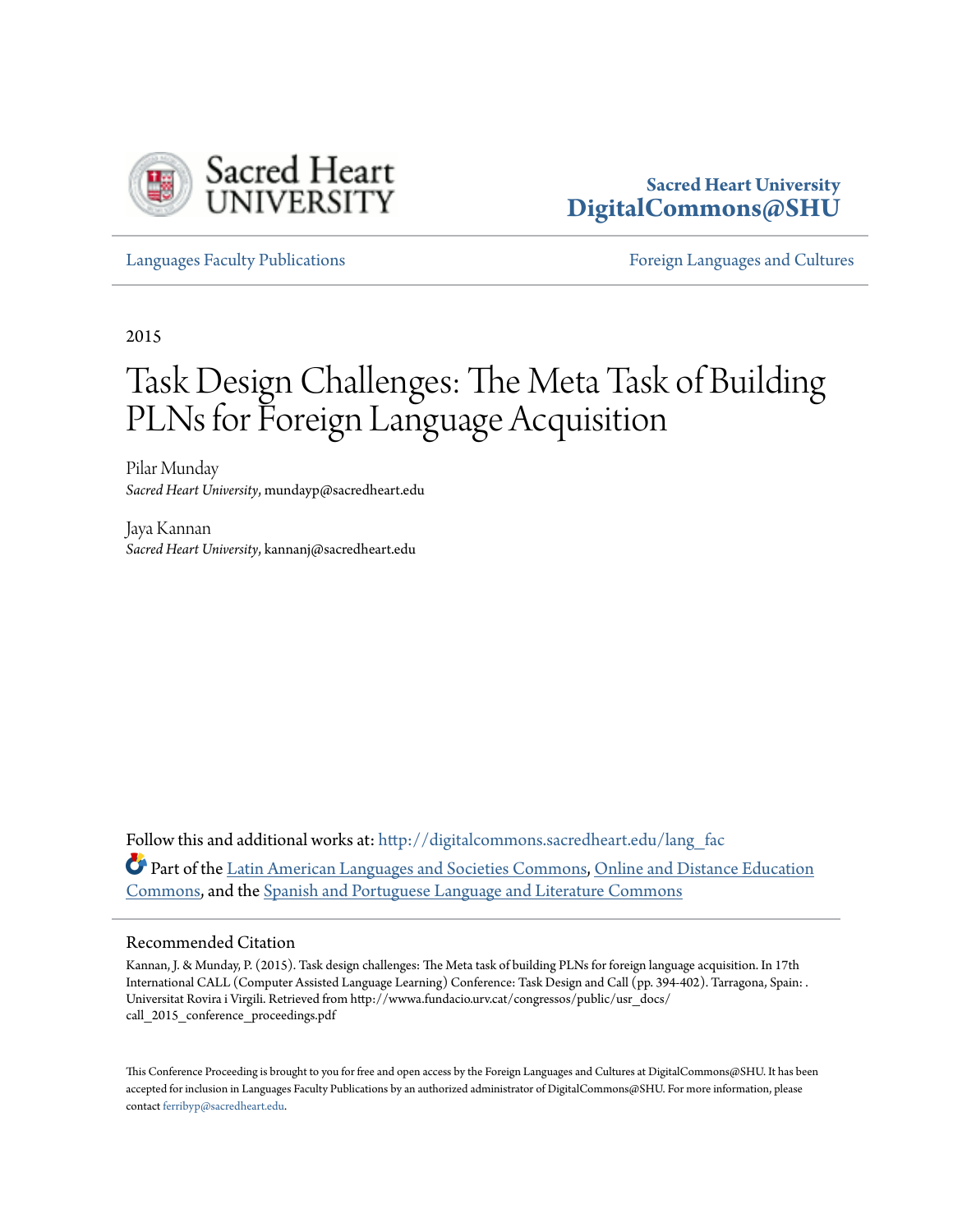Sacred Heart University
DigitalCommons@SHU

Languages Faculty Publications | Foreign Languages and Cultures

2015

# Task Design Challenges: The Meta Task of Building PLNs for Foreign Language Acquisition

Pilar Munday
*Sacred Heart University*, mundayp@sacredheart.edu

Jaya Kannan
*Sacred Heart University*, kannanj@sacredheart.edu

Follow this and additional works at: http://digitalcommons.sacredheart.edu/lang_fac

Part of the Latin American Languages and Societies Commons, Online and Distance Education Commons, and the Spanish and Portuguese Language and Literature Commons

## Recommended Citation

Kannan, J. & Munday, P. (2015). Task design challenges: The Meta task of building PLNs for foreign language acquisition. In 17th International CALL (Computer Assisted Language Learning) Conference: Task Design and Call (pp. 394-402). Tarragona, Spain: . Universitat Rovira i Virgili. Retrieved from http://wwwa.fundacio.urv.cat/congressos/public/usr_docs/call_2015_conference_proceedings.pdf

This Conference Proceeding is brought to you for free and open access by the Foreign Languages and Cultures at DigitalCommons@SHU. It has been accepted for inclusion in Languages Faculty Publications by an authorized administrator of DigitalCommons@SHU. For more information, please contact ferribyp@sacredheart.edu.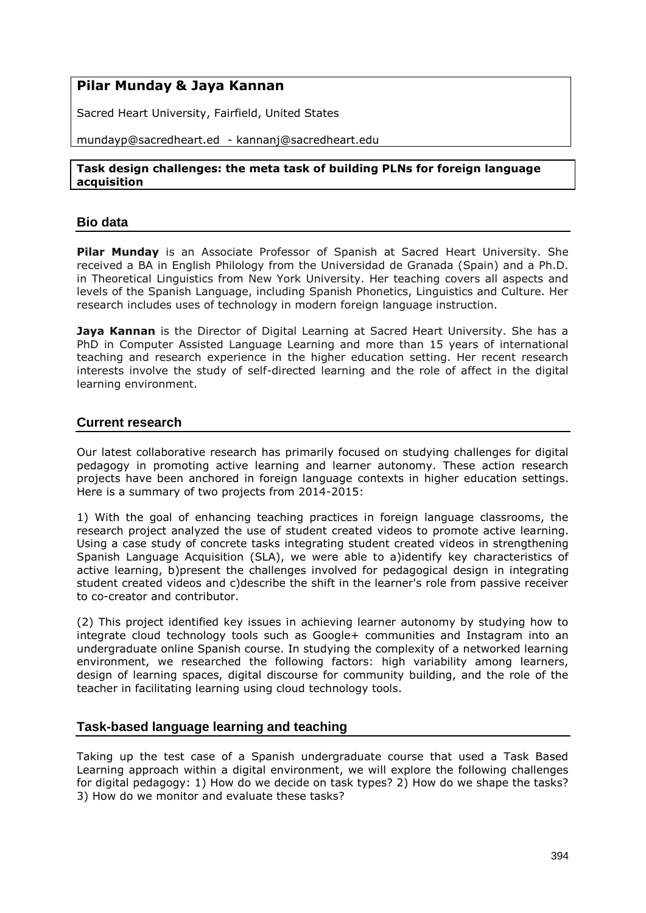# Pilar Munday & Jaya Kannan

Sacred Heart University, Fairfield, United States

mundayp@sacredheart.ed - kannanj@sacredheart.edu

**Task design challenges: the meta task of building PLNs for foreign language acquisition**

## Bio data

**Pilar Munday** is an Associate Professor of Spanish at Sacred Heart University. She received a BA in English Philology from the Universidad de Granada (Spain) and a Ph.D. in Theoretical Linguistics from New York University. Her teaching covers all aspects and levels of the Spanish Language, including Spanish Phonetics, Linguistics and Culture. Her research includes uses of technology in modern foreign language instruction.

**Jaya Kannan** is the Director of Digital Learning at Sacred Heart University. She has a PhD in Computer Assisted Language Learning and more than 15 years of international teaching and research experience in the higher education setting. Her recent research interests involve the study of self-directed learning and the role of affect in the digital learning environment.

## Current research

Our latest collaborative research has primarily focused on studying challenges for digital pedagogy in promoting active learning and learner autonomy. These action research projects have been anchored in foreign language contexts in higher education settings. Here is a summary of two projects from 2014-2015:

1) With the goal of enhancing teaching practices in foreign language classrooms, the research project analyzed the use of student created videos to promote active learning. Using a case study of concrete tasks integrating student created videos in strengthening Spanish Language Acquisition (SLA), we were able to a)identify key characteristics of active learning, b)present the challenges involved for pedagogical design in integrating student created videos and c)describe the shift in the learner's role from passive receiver to co-creator and contributor.

(2) This project identified key issues in achieving learner autonomy by studying how to integrate cloud technology tools such as Google+ communities and Instagram into an undergraduate online Spanish course. In studying the complexity of a networked learning environment, we researched the following factors: high variability among learners, design of learning spaces, digital discourse for community building, and the role of the teacher in facilitating learning using cloud technology tools.

## Task-based language learning and teaching

Taking up the test case of a Spanish undergraduate course that used a Task Based Learning approach within a digital environment, we will explore the following challenges for digital pedagogy: 1) How do we decide on task types? 2) How do we shape the tasks? 3) How do we monitor and evaluate these tasks?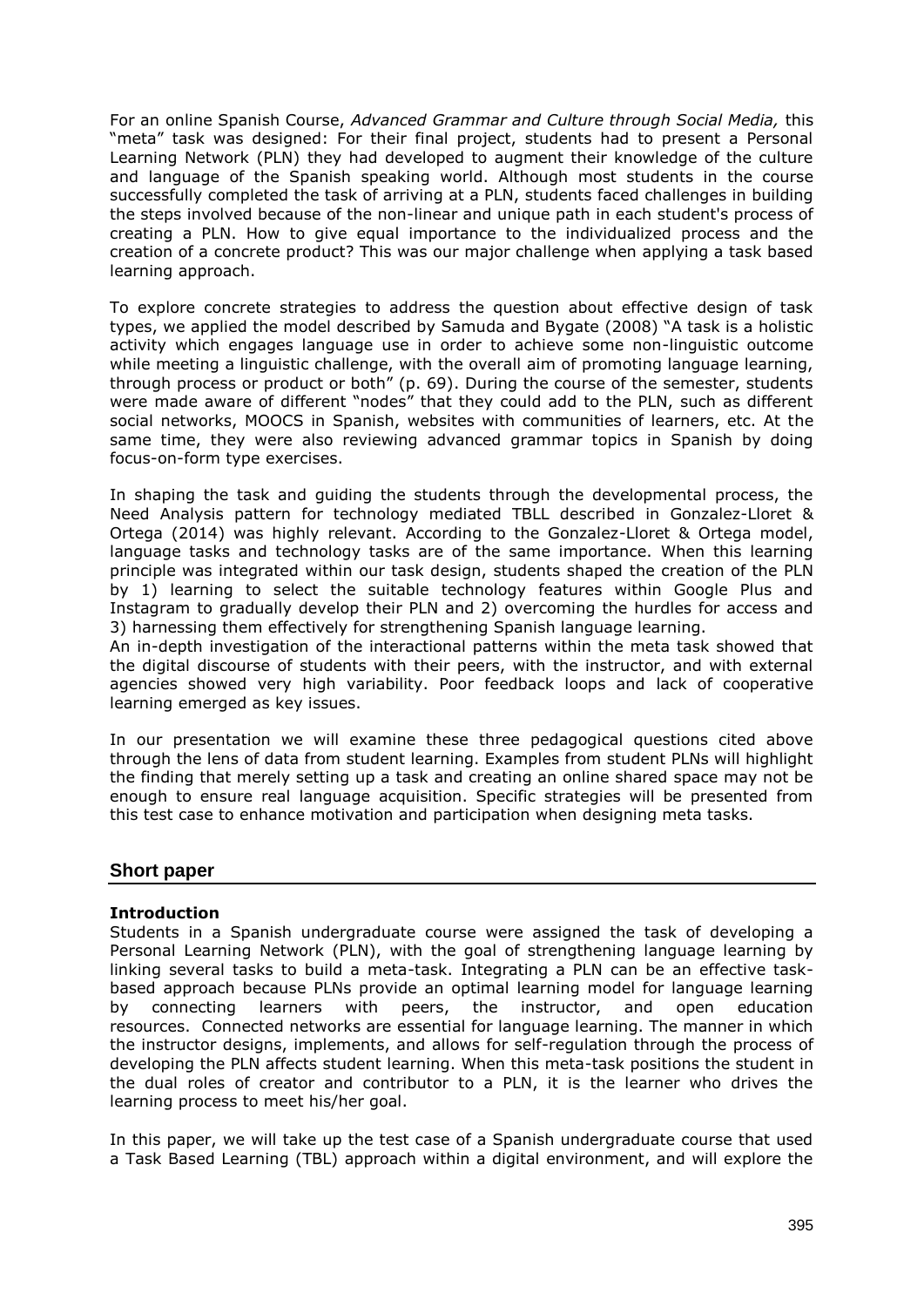For an online Spanish Course, *Advanced Grammar and Culture through Social Media,* this "meta" task was designed: For their final project, students had to present a Personal Learning Network (PLN) they had developed to augment their knowledge of the culture and language of the Spanish speaking world. Although most students in the course successfully completed the task of arriving at a PLN, students faced challenges in building the steps involved because of the non-linear and unique path in each student's process of creating a PLN. How to give equal importance to the individualized process and the creation of a concrete product? This was our major challenge when applying a task based learning approach.

To explore concrete strategies to address the question about effective design of task types, we applied the model described by Samuda and Bygate (2008) "A task is a holistic activity which engages language use in order to achieve some non-linguistic outcome while meeting a linguistic challenge, with the overall aim of promoting language learning, through process or product or both" (p. 69). During the course of the semester, students were made aware of different "nodes" that they could add to the PLN, such as different social networks, MOOCS in Spanish, websites with communities of learners, etc. At the same time, they were also reviewing advanced grammar topics in Spanish by doing focus-on-form type exercises.

In shaping the task and guiding the students through the developmental process, the Need Analysis pattern for technology mediated TBLL described in Gonzalez-Lloret & Ortega (2014) was highly relevant. According to the Gonzalez-Lloret & Ortega model, language tasks and technology tasks are of the same importance. When this learning principle was integrated within our task design, students shaped the creation of the PLN by 1) learning to select the suitable technology features within Google Plus and Instagram to gradually develop their PLN and 2) overcoming the hurdles for access and 3) harnessing them effectively for strengthening Spanish language learning.
An in-depth investigation of the interactional patterns within the meta task showed that the digital discourse of students with their peers, with the instructor, and with external agencies showed very high variability. Poor feedback loops and lack of cooperative learning emerged as key issues.

In our presentation we will examine these three pedagogical questions cited above through the lens of data from student learning. Examples from student PLNs will highlight the finding that merely setting up a task and creating an online shared space may not be enough to ensure real language acquisition. Specific strategies will be presented from this test case to enhance motivation and participation when designing meta tasks.

## Short paper

### Introduction

Students in a Spanish undergraduate course were assigned the task of developing a Personal Learning Network (PLN), with the goal of strengthening language learning by linking several tasks to build a meta-task. Integrating a PLN can be an effective task-based approach because PLNs provide an optimal learning model for language learning by connecting learners with peers, the instructor, and open education resources. Connected networks are essential for language learning. The manner in which the instructor designs, implements, and allows for self-regulation through the process of developing the PLN affects student learning. When this meta-task positions the student in the dual roles of creator and contributor to a PLN, it is the learner who drives the learning process to meet his/her goal.

In this paper, we will take up the test case of a Spanish undergraduate course that used a Task Based Learning (TBL) approach within a digital environment, and will explore the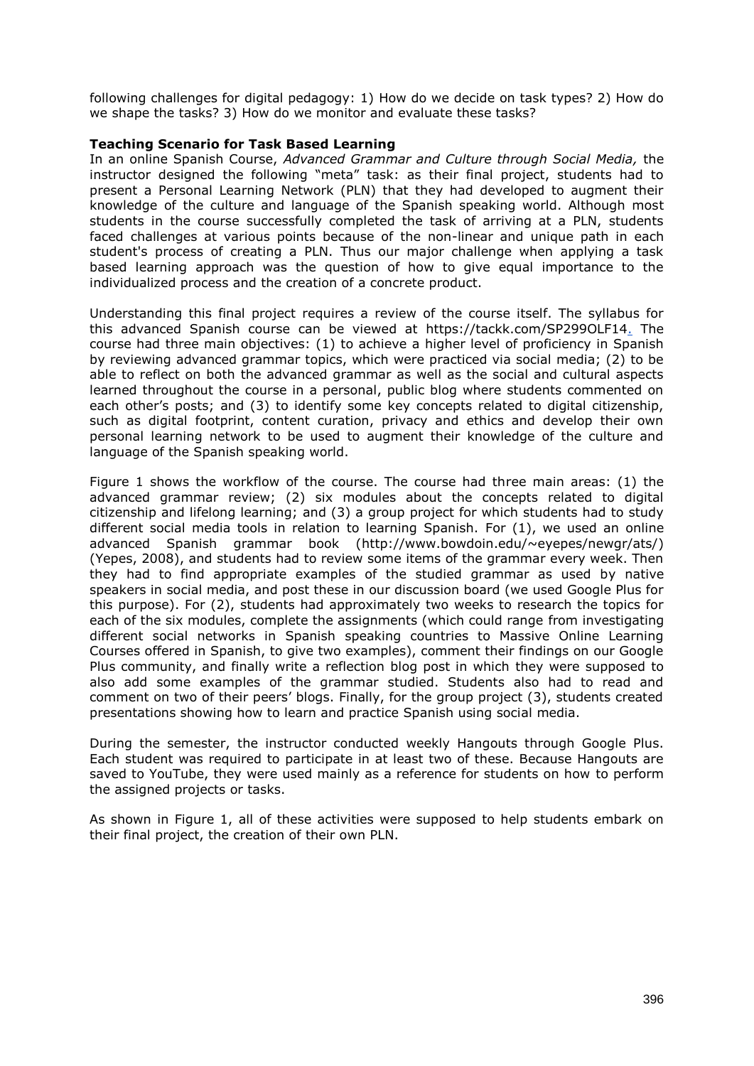following challenges for digital pedagogy: 1) How do we decide on task types? 2) How do we shape the tasks? 3) How do we monitor and evaluate these tasks?

**Teaching Scenario for Task Based Learning**

In an online Spanish Course, *Advanced Grammar and Culture through Social Media,* the instructor designed the following "meta" task: as their final project, students had to present a Personal Learning Network (PLN) that they had developed to augment their knowledge of the culture and language of the Spanish speaking world. Although most students in the course successfully completed the task of arriving at a PLN, students faced challenges at various points because of the non-linear and unique path in each student's process of creating a PLN. Thus our major challenge when applying a task based learning approach was the question of how to give equal importance to the individualized process and the creation of a concrete product.

Understanding this final project requires a review of the course itself. The syllabus for this advanced Spanish course can be viewed at https://tackk.com/SP299OLF14. The course had three main objectives: (1) to achieve a higher level of proficiency in Spanish by reviewing advanced grammar topics, which were practiced via social media; (2) to be able to reflect on both the advanced grammar as well as the social and cultural aspects learned throughout the course in a personal, public blog where students commented on each other's posts; and (3) to identify some key concepts related to digital citizenship, such as digital footprint, content curation, privacy and ethics and develop their own personal learning network to be used to augment their knowledge of the culture and language of the Spanish speaking world.

Figure 1 shows the workflow of the course. The course had three main areas: (1) the advanced grammar review; (2) six modules about the concepts related to digital citizenship and lifelong learning; and (3) a group project for which students had to study different social media tools in relation to learning Spanish. For (1), we used an online advanced Spanish grammar book (http://www.bowdoin.edu/~eyepes/newgr/ats/) (Yepes, 2008), and students had to review some items of the grammar every week. Then they had to find appropriate examples of the studied grammar as used by native speakers in social media, and post these in our discussion board (we used Google Plus for this purpose). For (2), students had approximately two weeks to research the topics for each of the six modules, complete the assignments (which could range from investigating different social networks in Spanish speaking countries to Massive Online Learning Courses offered in Spanish, to give two examples), comment their findings on our Google Plus community, and finally write a reflection blog post in which they were supposed to also add some examples of the grammar studied. Students also had to read and comment on two of their peers' blogs. Finally, for the group project (3), students created presentations showing how to learn and practice Spanish using social media.

During the semester, the instructor conducted weekly Hangouts through Google Plus. Each student was required to participate in at least two of these. Because Hangouts are saved to YouTube, they were used mainly as a reference for students on how to perform the assigned projects or tasks.

As shown in Figure 1, all of these activities were supposed to help students embark on their final project, the creation of their own PLN.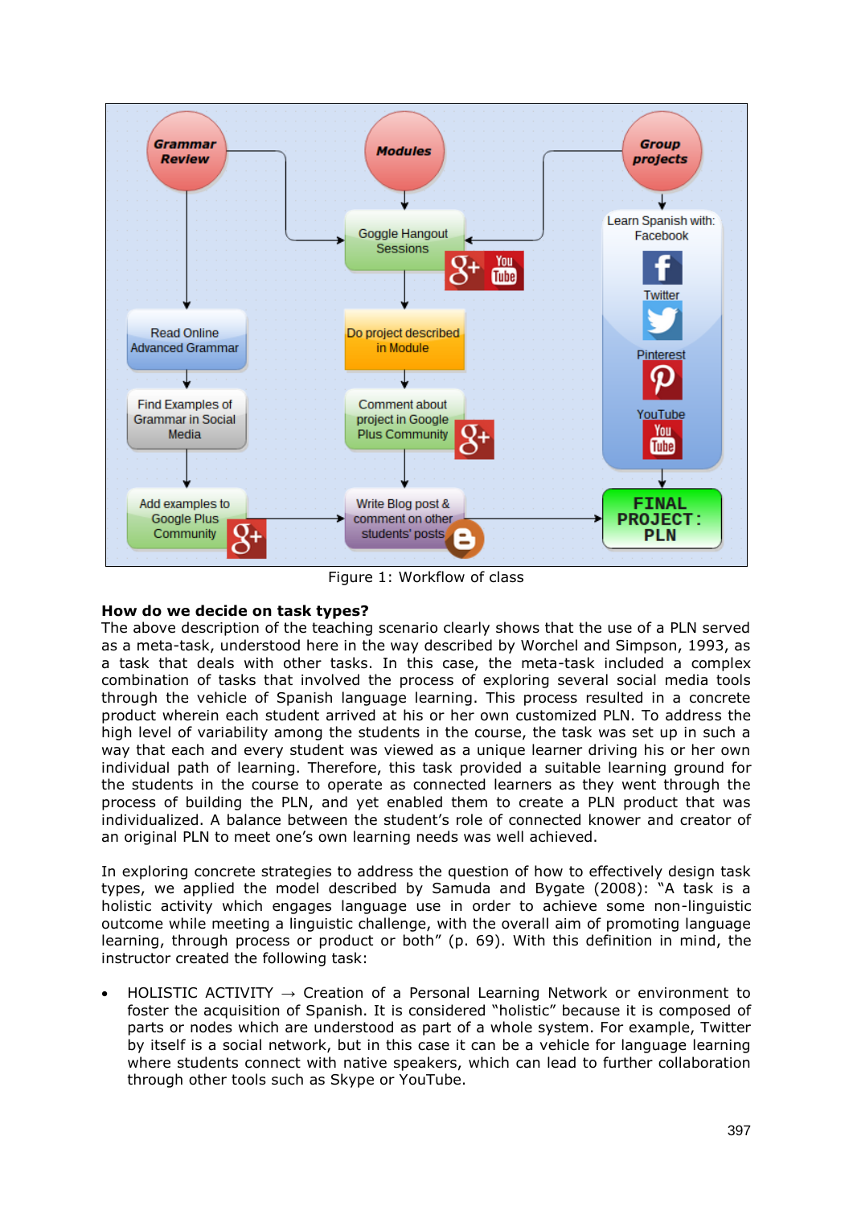Figure 1: Workflow of class

**How do we decide on task types?**

The above description of the teaching scenario clearly shows that the use of a PLN served as a meta-task, understood here in the way described by Worchel and Simpson, 1993, as a task that deals with other tasks. In this case, the meta-task included a complex combination of tasks that involved the process of exploring several social media tools through the vehicle of Spanish language learning. This process resulted in a concrete product wherein each student arrived at his or her own customized PLN. To address the high level of variability among the students in the course, the task was set up in such a way that each and every student was viewed as a unique learner driving his or her own individual path of learning. Therefore, this task provided a suitable learning ground for the students in the course to operate as connected learners as they went through the process of building the PLN, and yet enabled them to create a PLN product that was individualized. A balance between the student's role of connected knower and creator of an original PLN to meet one's own learning needs was well achieved.

In exploring concrete strategies to address the question of how to effectively design task types, we applied the model described by Samuda and Bygate (2008): "A task is a holistic activity which engages language use in order to achieve some non-linguistic outcome while meeting a linguistic challenge, with the overall aim of promoting language learning, through process or product or both" (p. 69). With this definition in mind, the instructor created the following task:

- HOLISTIC ACTIVITY → Creation of a Personal Learning Network or environment to foster the acquisition of Spanish. It is considered "holistic" because it is composed of parts or nodes which are understood as part of a whole system. For example, Twitter by itself is a social network, but in this case it can be a vehicle for language learning where students connect with native speakers, which can lead to further collaboration through other tools such as Skype or YouTube.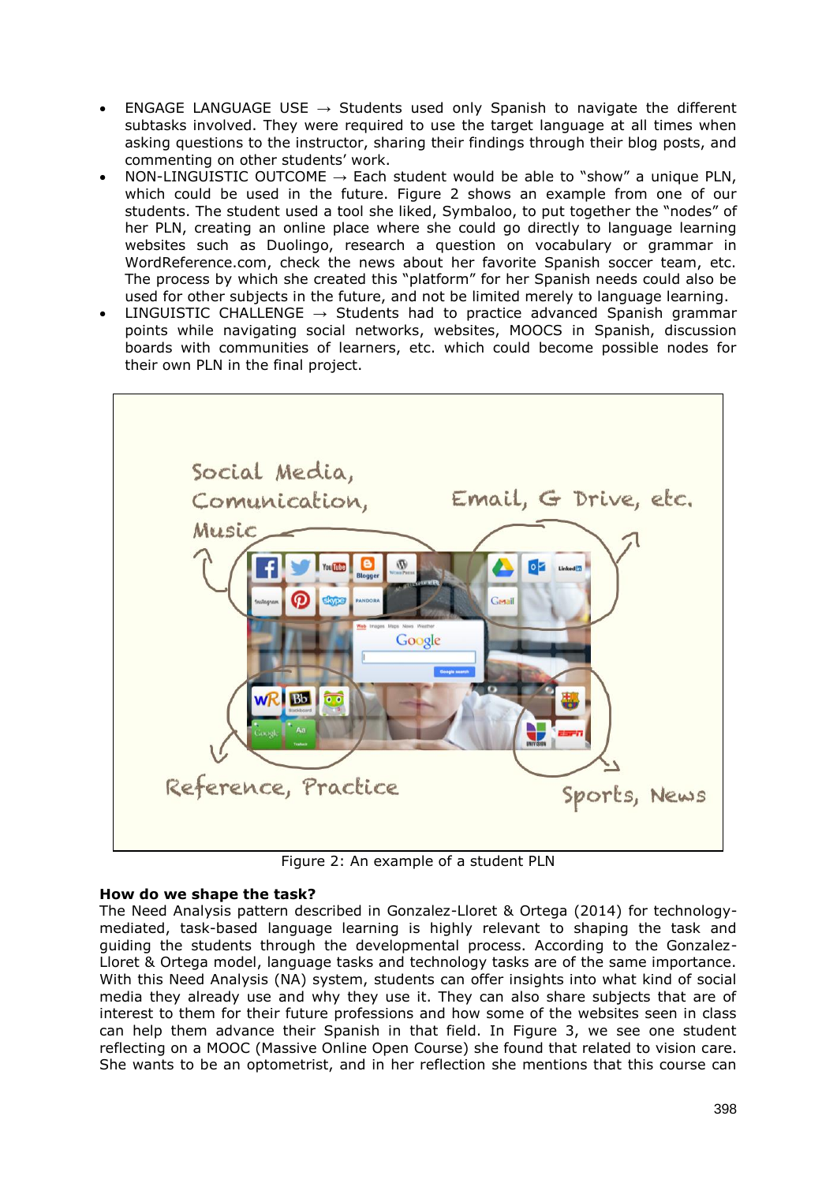- ENGAGE LANGUAGE USE → Students used only Spanish to navigate the different subtasks involved. They were required to use the target language at all times when asking questions to the instructor, sharing their findings through their blog posts, and commenting on other students' work.
- NON-LINGUISTIC OUTCOME → Each student would be able to "show" a unique PLN, which could be used in the future. Figure 2 shows an example from one of our students. The student used a tool she liked, Symbaloo, to put together the "nodes" of her PLN, creating an online place where she could go directly to language learning websites such as Duolingo, research a question on vocabulary or grammar in WordReference.com, check the news about her favorite Spanish soccer team, etc. The process by which she created this "platform" for her Spanish needs could also be used for other subjects in the future, and not be limited merely to language learning.
- LINGUISTIC CHALLENGE → Students had to practice advanced Spanish grammar points while navigating social networks, websites, MOOCS in Spanish, discussion boards with communities of learners, etc. which could become possible nodes for their own PLN in the final project.

Figure 2: An example of a student PLN

**How do we shape the task?**

The Need Analysis pattern described in Gonzalez-Lloret & Ortega (2014) for technology-mediated, task-based language learning is highly relevant to shaping the task and guiding the students through the developmental process. According to the Gonzalez-Lloret & Ortega model, language tasks and technology tasks are of the same importance. With this Need Analysis (NA) system, students can offer insights into what kind of social media they already use and why they use it. They can also share subjects that are of interest to them for their future professions and how some of the websites seen in class can help them advance their Spanish in that field. In Figure 3, we see one student reflecting on a MOOC (Massive Online Open Course) she found that related to vision care. She wants to be an optometrist, and in her reflection she mentions that this course can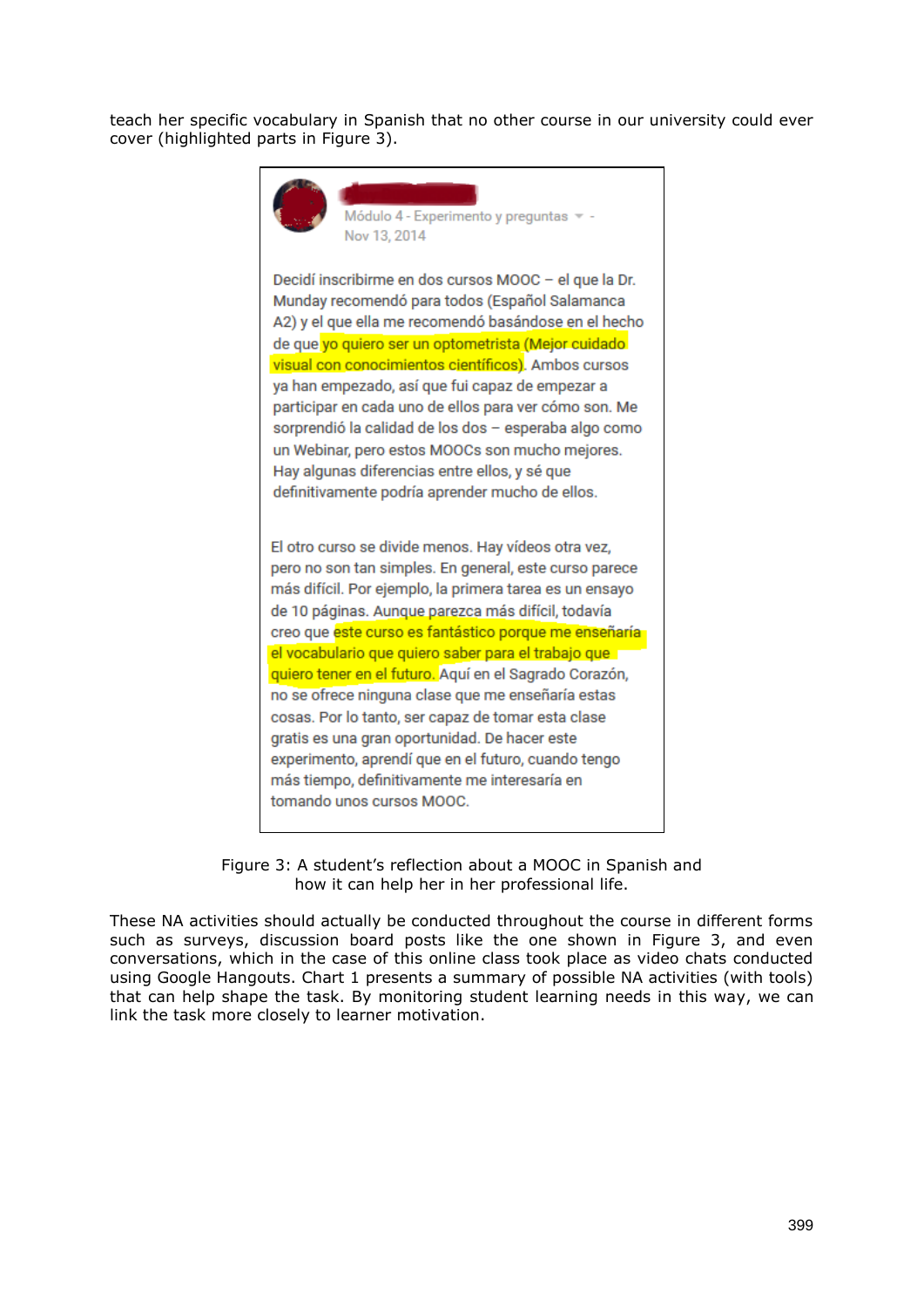teach her specific vocabulary in Spanish that no other course in our university could ever cover (highlighted parts in Figure 3).

Módulo 4 - Experimento y preguntas
Nov 13, 2014

Decidí inscribirme en dos cursos MOOC – el que la Dr. Munday recomendó para todos (Español Salamanca A2) y el que ella me recomendó basándose en el hecho de que yo quiero ser un optometrista (Mejor cuidado visual con conocimientos científicos). Ambos cursos ya han empezado, así que fui capaz de empezar a participar en cada uno de ellos para ver cómo son. Me sorprendió la calidad de los dos – esperaba algo como un Webinar, pero estos MOOCs son mucho mejores. Hay algunas diferencias entre ellos, y sé que definitivamente podría aprender mucho de ellos.

El otro curso se divide menos. Hay vídeos otra vez, pero no son tan simples. En general, este curso parece más difícil. Por ejemplo, la primera tarea es un ensayo de 10 páginas. Aunque parezca más difícil, todavía creo que este curso es fantástico porque me enseñaría el vocabulario que quiero saber para el trabajo que quiero tener en el futuro. Aquí en el Sagrado Corazón, no se ofrece ninguna clase que me enseñaría estas cosas. Por lo tanto, ser capaz de tomar esta clase gratis es una gran oportunidad. De hacer este experimento, aprendí que en el futuro, cuando tengo más tiempo, definitivamente me interesaría en tomando unos cursos MOOC.

Figure 3: A student's reflection about a MOOC in Spanish and how it can help her in her professional life.

These NA activities should actually be conducted throughout the course in different forms such as surveys, discussion board posts like the one shown in Figure 3, and even conversations, which in the case of this online class took place as video chats conducted using Google Hangouts. Chart 1 presents a summary of possible NA activities (with tools) that can help shape the task. By monitoring student learning needs in this way, we can link the task more closely to learner motivation.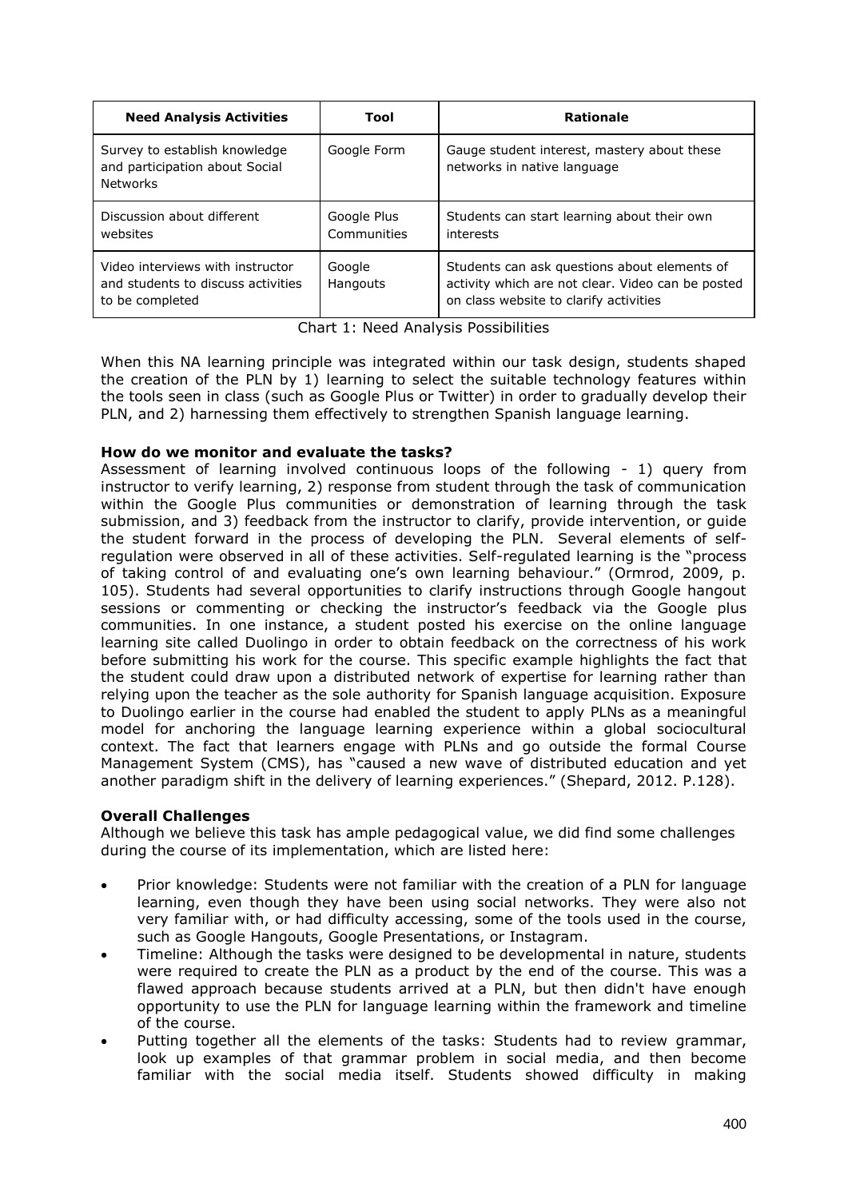| Need Analysis Activities | Tool | Rationale |
|---|---|---|
| Survey to establish knowledge and participation about Social Networks | Google Form | Gauge student interest, mastery about these networks in native language |
| Discussion about different websites | Google Plus Communities | Students can start learning about their own interests |
| Video interviews with instructor and students to discuss activities to be completed | Google Hangouts | Students can ask questions about elements of activity which are not clear. Video can be posted on class website to clarify activities |

Chart 1: Need Analysis Possibilities

When this NA learning principle was integrated within our task design, students shaped the creation of the PLN by 1) learning to select the suitable technology features within the tools seen in class (such as Google Plus or Twitter) in order to gradually develop their PLN, and 2) harnessing them effectively to strengthen Spanish language learning.

**How do we monitor and evaluate the tasks?**

Assessment of learning involved continuous loops of the following - 1) query from instructor to verify learning, 2) response from student through the task of communication within the Google Plus communities or demonstration of learning through the task submission, and 3) feedback from the instructor to clarify, provide intervention, or guide the student forward in the process of developing the PLN. Several elements of self-regulation were observed in all of these activities. Self-regulated learning is the "process of taking control of and evaluating one's own learning behaviour." (Ormrod, 2009, p. 105). Students had several opportunities to clarify instructions through Google hangout sessions or commenting or checking the instructor's feedback via the Google plus communities. In one instance, a student posted his exercise on the online language learning site called Duolingo in order to obtain feedback on the correctness of his work before submitting his work for the course. This specific example highlights the fact that the student could draw upon a distributed network of expertise for learning rather than relying upon the teacher as the sole authority for Spanish language acquisition. Exposure to Duolingo earlier in the course had enabled the student to apply PLNs as a meaningful model for anchoring the language learning experience within a global sociocultural context. The fact that learners engage with PLNs and go outside the formal Course Management System (CMS), has "caused a new wave of distributed education and yet another paradigm shift in the delivery of learning experiences." (Shepard, 2012. P.128).

**Overall Challenges**

Although we believe this task has ample pedagogical value, we did find some challenges during the course of its implementation, which are listed here:

- Prior knowledge: Students were not familiar with the creation of a PLN for language learning, even though they have been using social networks. They were also not very familiar with, or had difficulty accessing, some of the tools used in the course, such as Google Hangouts, Google Presentations, or Instagram.
- Timeline: Although the tasks were designed to be developmental in nature, students were required to create the PLN as a product by the end of the course. This was a flawed approach because students arrived at a PLN, but then didn't have enough opportunity to use the PLN for language learning within the framework and timeline of the course.
- Putting together all the elements of the tasks: Students had to review grammar, look up examples of that grammar problem in social media, and then become familiar with the social media itself. Students showed difficulty in making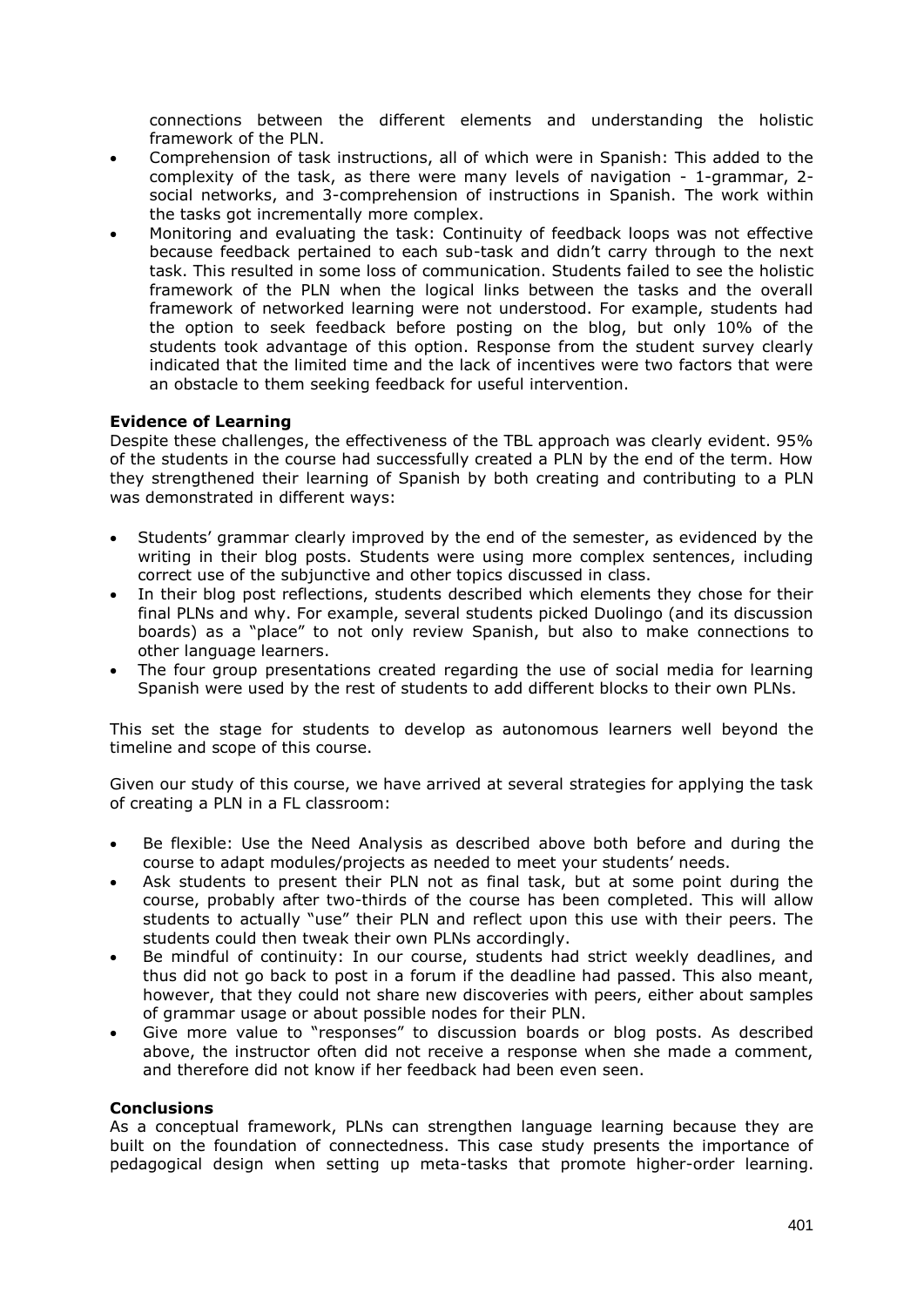connections between the different elements and understanding the holistic framework of the PLN.

- Comprehension of task instructions, all of which were in Spanish: This added to the complexity of the task, as there were many levels of navigation - 1-grammar, 2-social networks, and 3-comprehension of instructions in Spanish. The work within the tasks got incrementally more complex.
- Monitoring and evaluating the task: Continuity of feedback loops was not effective because feedback pertained to each sub-task and didn't carry through to the next task. This resulted in some loss of communication. Students failed to see the holistic framework of the PLN when the logical links between the tasks and the overall framework of networked learning were not understood. For example, students had the option to seek feedback before posting on the blog, but only 10% of the students took advantage of this option. Response from the student survey clearly indicated that the limited time and the lack of incentives were two factors that were an obstacle to them seeking feedback for useful intervention.

**Evidence of Learning**

Despite these challenges, the effectiveness of the TBL approach was clearly evident. 95% of the students in the course had successfully created a PLN by the end of the term. How they strengthened their learning of Spanish by both creating and contributing to a PLN was demonstrated in different ways:

- Students' grammar clearly improved by the end of the semester, as evidenced by the writing in their blog posts. Students were using more complex sentences, including correct use of the subjunctive and other topics discussed in class.
- In their blog post reflections, students described which elements they chose for their final PLNs and why. For example, several students picked Duolingo (and its discussion boards) as a "place" to not only review Spanish, but also to make connections to other language learners.
- The four group presentations created regarding the use of social media for learning Spanish were used by the rest of students to add different blocks to their own PLNs.

This set the stage for students to develop as autonomous learners well beyond the timeline and scope of this course.

Given our study of this course, we have arrived at several strategies for applying the task of creating a PLN in a FL classroom:

- Be flexible: Use the Need Analysis as described above both before and during the course to adapt modules/projects as needed to meet your students' needs.
- Ask students to present their PLN not as final task, but at some point during the course, probably after two-thirds of the course has been completed. This will allow students to actually "use" their PLN and reflect upon this use with their peers. The students could then tweak their own PLNs accordingly.
- Be mindful of continuity: In our course, students had strict weekly deadlines, and thus did not go back to post in a forum if the deadline had passed. This also meant, however, that they could not share new discoveries with peers, either about samples of grammar usage or about possible nodes for their PLN.
- Give more value to "responses" to discussion boards or blog posts. As described above, the instructor often did not receive a response when she made a comment, and therefore did not know if her feedback had been even seen.

**Conclusions**

As a conceptual framework, PLNs can strengthen language learning because they are built on the foundation of connectedness. This case study presents the importance of pedagogical design when setting up meta-tasks that promote higher-order learning.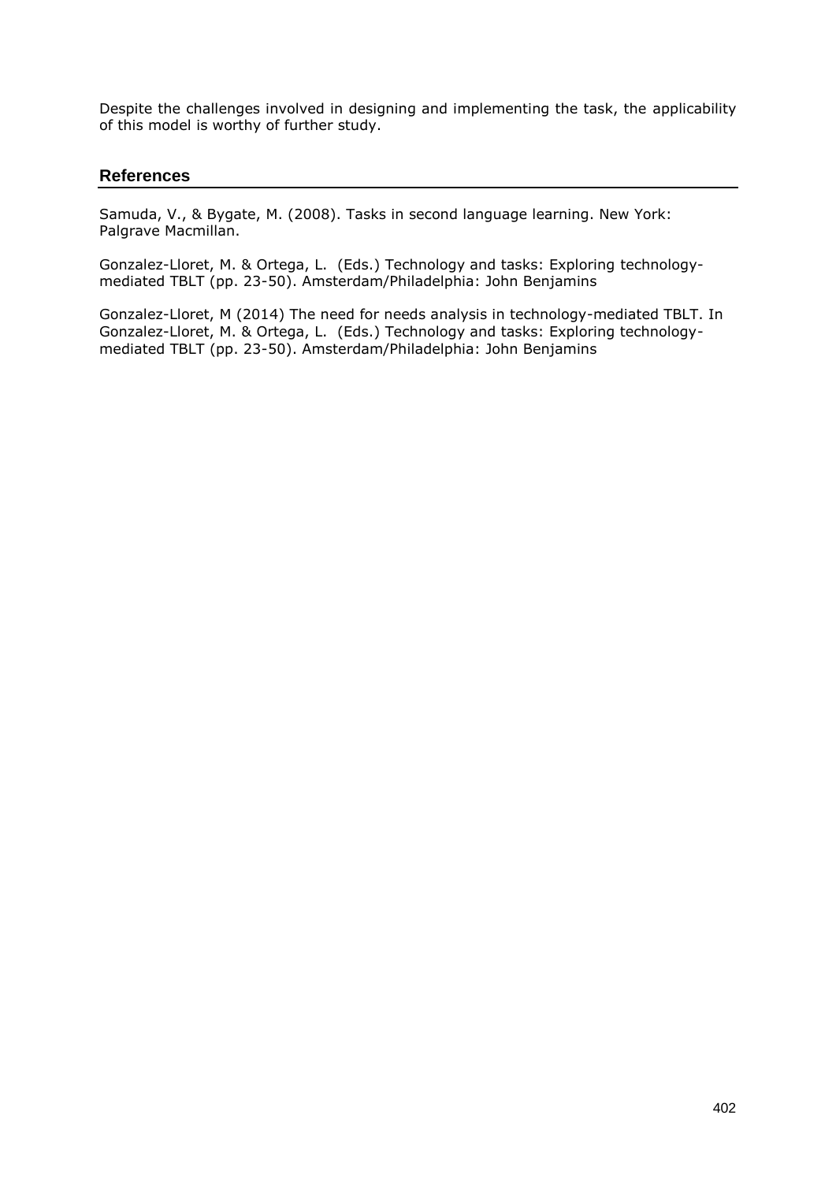Despite the challenges involved in designing and implementing the task, the applicability of this model is worthy of further study.

## References

Samuda, V., & Bygate, M. (2008). Tasks in second language learning. New York: Palgrave Macmillan.

Gonzalez-Lloret, M. & Ortega, L. (Eds.) Technology and tasks: Exploring technology-mediated TBLT (pp. 23-50). Amsterdam/Philadelphia: John Benjamins

Gonzalez-Lloret, M (2014) The need for needs analysis in technology-mediated TBLT. In Gonzalez-Lloret, M. & Ortega, L. (Eds.) Technology and tasks: Exploring technology-mediated TBLT (pp. 23-50). Amsterdam/Philadelphia: John Benjamins